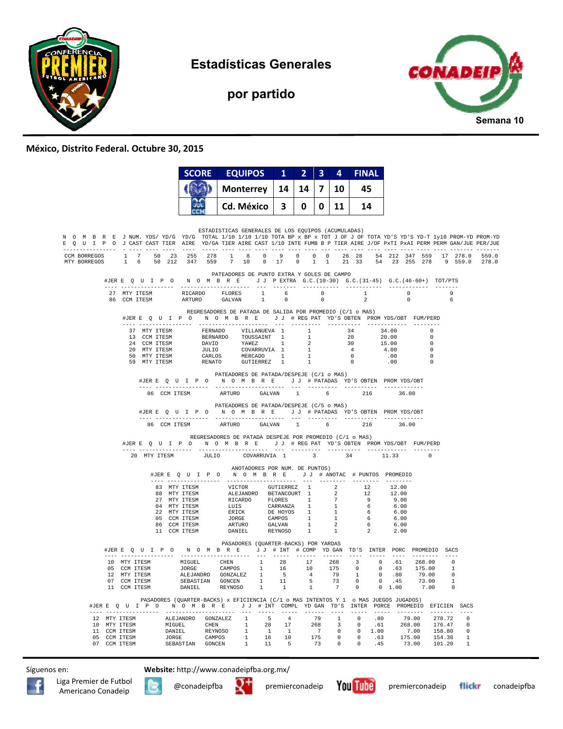# Estadísticas Generales

## por partido

Semana 10

**México, Distrito Federal. Octubre 30, 2015**

| SCORE | EQUIPOS | 1 | 2 | 3 | 4 | FINAL |
|---|---|---|---|---|---|---|
| | Monterrey | 14 | 14 | 7 | 10 | 45 |
| | Cd. México | 3 | 0 | 0 | 11 | 14 |

ESTADISTICAS GENERALES DE LOS EQUIPOS (ACUMULADAS)

| NOMBRE EQUIPO | J J | NUM. CAST | YDS/ CAST | YD/G TIER | YD/G AIRE | TOTAL YD/GA | 1/10 TIER | 1/10 AIRE | 1/10 CAST | TOTA 1/10 | BP x INTE | BP x FUMB | TOT B P | J OF TIER | J OF AIRE | TOTA J/OF | YD'S PxTI | YD'S PxAI | YD-T PERM | 1y10 PERM | PROM-YD GAN/JUE | PROM-YD PER/JUE |
|---|---|---|---|---|---|---|---|---|---|---|---|---|---|---|---|---|---|---|---|---|---|---|
| CCM BORREGOS | 1 | 7 | 50 | 23 | 255 | 278 | 1 | 8 | 0 | 9 | 0 | 0 | 0 | 26 | 28 | 54 | 212 | 347 | 559 | 17 | 278.0 | 559.0 |
| MTY BORREGOS | 1 | 6 | 50 | 212 | 347 | 559 | 7 | 10 | 0 | 17 | 0 | 1 | 1 | 21 | 33 | 54 | 23 | 255 | 278 | 9 | 559.0 | 278.0 |

PATEADORES DE PUNTO EXTRA Y GOLES DE CAMPO

| #JER | EQUIPO | NOMBRE | | J J | P EXTRA | G.C.(10-30) | G.C.(31-45) | G.C.(46-60+) | TOT/PTS |
|---|---|---|---|---|---|---|---|---|---|
| 27 | MTY ITESM | RICARDO | FLORES | 1 | 6 | 0 | 1 | 0 | 9 |
| 86 | CCM ITESM | ARTURO | GALVAN | 1 | 0 | 0 | 2 | 0 | 6 |

REGRESADORES DE PATADA DE SALIDA POR PROMEDIO (C/1 o MAS)

| #JER | EQUIPO | NOMBRE | | J J | # REG PAT | YD'S OBTEN | PROM YDS/OBT | FUM/PERD |
|---|---|---|---|---|---|---|---|---|
| 37 | MTY ITESM | FERNADO | VILLANUEVA | 1 | 1 | 34 | 34.00 | 0 |
| 13 | CCM ITESM | BERNARDO | TOUSSAINT | 1 | 1 | 20 | 20.00 | 0 |
| 24 | CCM ITESM | DAVID | YA¥EZ | 1 | 2 | 30 | 15.00 | 0 |
| 20 | MTY ITESM | JULIO | COVARRUVIA | 1 | 1 | 4 | 4.00 | 0 |
| 50 | MTY ITESM | CARLOS | MERCADO | 1 | 1 | 0 | .00 | 0 |
| 59 | MTY ITESM | RENATO | GUTIERREZ | 1 | 1 | 0 | .00 | 0 |

PATEADORES DE PATADA/DESPEJE (C/1 o MAS)

| #JER | EQUIPO | NOMBRE | | J J | # PATADAS | YD'S OBTEN | PROM YDS/OBT |
|---|---|---|---|---|---|---|---|
| 86 | CCM ITESM | ARTURO | GALVAN | 1 | 6 | 216 | 36.00 |

PATEADORES DE PATADA/DESPEJE (C/5 o MAS)

| #JER | EQUIPO | NOMBRE | | J J | # PATADAS | YD'S OBTEN | PROM YDS/OBT |
|---|---|---|---|---|---|---|---|
| 86 | CCM ITESM | ARTURO | GALVAN | 1 | 6 | 216 | 36.00 |

REGRESADORES DE PATADA DESPEJE POR PROMEDIO (C/1 o MAS)

| #JER | EQUIPO | NOMBRE | | J J | # REG PAT | YD'S OBTEN | PROM YDS/OBT | FUM/PERD |
|---|---|---|---|---|---|---|---|---|
| 20 | MTY ITESM | JULIO | COVARRUVIA | 1 | 3 | 34 | 11.33 | 0 |

ANOTADORES POR NUM. DE PUNTOS)

| #JER | EQUIPO | NOMBRE | | J J | # ANOTAC | # PUNTOS | PROMEDIO |
|---|---|---|---|---|---|---|---|
| 83 | MTY ITESM | VICTOR | GUTIERREZ | 1 | 2 | 12 | 12.00 |
| 88 | MTY ITESM | ALEJANDRO | BETANCOURT | 1 | 2 | 12 | 12.00 |
| 27 | MTY ITESM | RICARDO | FLORES | 1 | 7 | 9 | 9.00 |
| 04 | MTY ITESM | LUIS | CARRANZA | 1 | 1 | 6 | 6.00 |
| 22 | MTY ITESM | ERICK | DE HOYOS | 1 | 1 | 6 | 6.00 |
| 05 | CCM ITESM | JORGE | CAMPOS | 1 | 1 | 6 | 6.00 |
| 86 | CCM ITESM | ARTURO | GALVAN | 1 | 2 | 6 | 6.00 |
| 11 | CCM ITESM | DANIEL | REYNOSO | 1 | 1 | 2 | 2.00 |

PASADORES (QUARTER-BACKS) POR YARDAS

| #JER | EQUIPO | NOMBRE | | J J | # INT | # COMP | YD GAN | TD'S | INTER | PORC | PROMEDIO | SACS |
|---|---|---|---|---|---|---|---|---|---|---|---|---|
| 10 | MTY ITESM | MIGUEL | CHEN | 1 | 28 | 17 | 268 | 3 | 0 | .61 | 268.00 | 0 |
| 05 | CCM ITESM | JORGE | CAMPOS | 1 | 16 | 10 | 175 | 0 | 0 | .63 | 175.00 | 1 |
| 12 | MTY ITESM | ALEJANDRO | GONZALEZ | 1 | 5 | 4 | 79 | 1 | 0 | .80 | 79.00 | 0 |
| 07 | CCM ITESM | SEBASTIAN | GONCEN | 1 | 11 | 5 | 73 | 0 | 0 | .45 | 73.00 | 1 |
| 11 | CCM ITESM | DANIEL | REYNOSO | 1 | 1 | 1 | 7 | 0 | 0 | 1.00 | 7.00 | 0 |

PASADORES (QUARTER-BACKS) x EFICIENCIA (C/1 o MAS INTENTOS Y 1 o MAS JUEGOS JUGADOS)

| #JER | EQUIPO | NOMBRE | | J J | # INT | COMPL | YD GAN | TD'S | INTER | PORCE | PROMEDIO | EFICIEN | SACS |
|---|---|---|---|---|---|---|---|---|---|---|---|---|---|
| 12 | MTY ITESM | ALEJANDRO | GONZALEZ | 1 | 5 | 4 | 79 | 1 | 0 | .80 | 79.00 | 278.72 | 0 |
| 10 | MTY ITESM | MIGUEL | CHEN | 1 | 28 | 17 | 268 | 3 | 0 | .61 | 268.00 | 176.47 | 0 |
| 11 | CCM ITESM | DANIEL | REYNOSO | 1 | 1 | 1 | 7 | 0 | 0 | 1.00 | 7.00 | 158.80 | 0 |
| 05 | CCM ITESM | JORGE | CAMPOS | 1 | 16 | 10 | 175 | 0 | 0 | .63 | 175.00 | 154.38 | 1 |
| 07 | CCM ITESM | SEBASTIAN | GONCEN | 1 | 11 | 5 | 73 | 0 | 0 | .45 | 73.00 | 101.20 | 1 |

Síguenos en: Liga Premier de Futbol Americano Conadeip | @conadeipfba | premierconadeip | premierconadeip | conadeipfba

**Website:** http://www.conadeipfba.org.mx/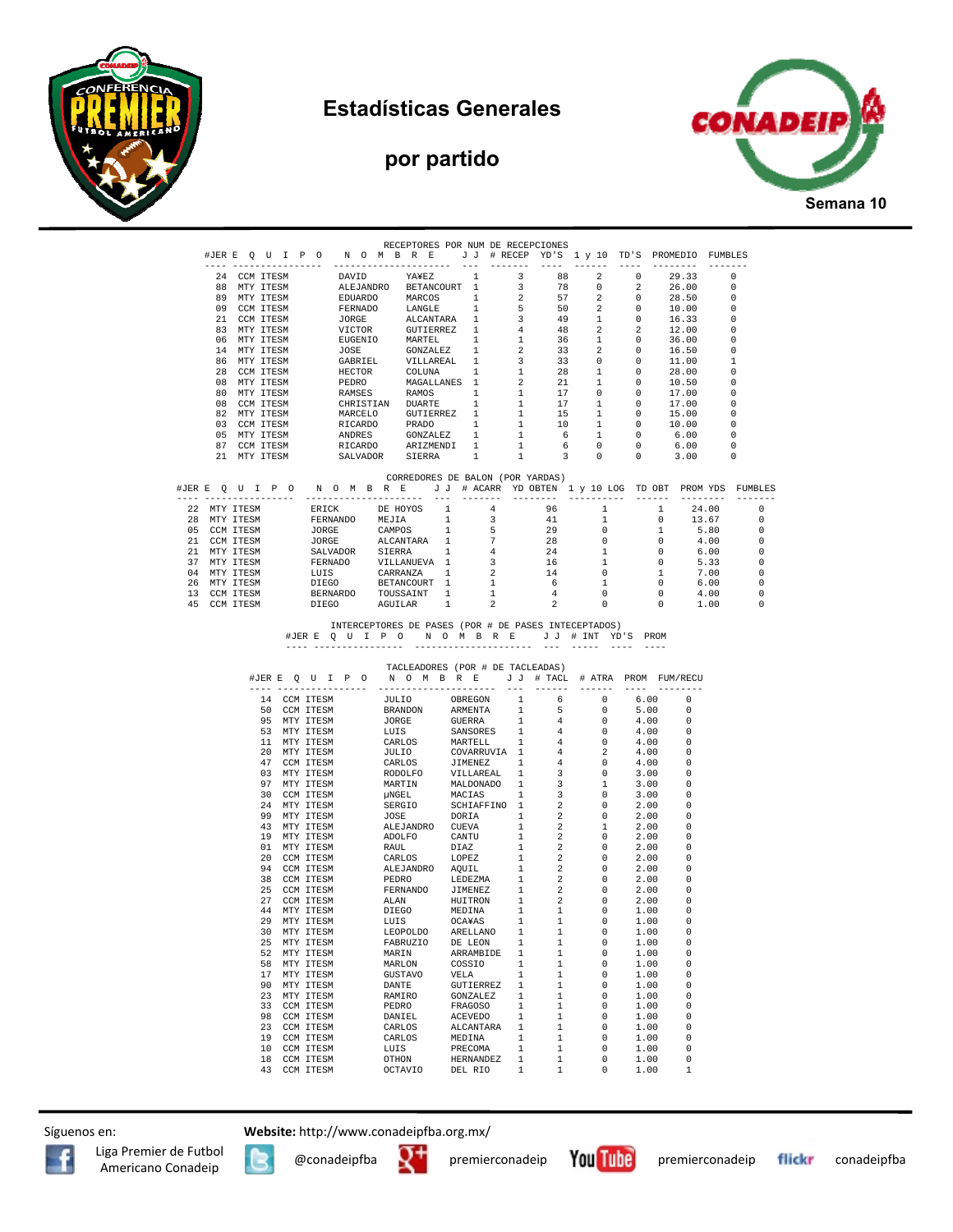# Estadísticas Generales

## por partido

Semana 10

### RECEPTORES POR NUM DE RECEPCIONES

| #JER | E Q U I P O | N O M B R E | | J J | # RECEP | YD'S | 1 y 10 | TD'S | PROMEDIO | FUMBLES |
|---|---|---|---|---|---|---|---|---|---|---|
| 24 | CCM ITESM | DAVID | YA¥EZ | 1 | 3 | 88 | 2 | 0 | 29.33 | 0 |
| 88 | MTY ITESM | ALEJANDRO | BETANCOURT | 1 | 3 | 78 | 0 | 2 | 26.00 | 0 |
| 89 | MTY ITESM | EDUARDO | MARCOS | 1 | 2 | 57 | 2 | 0 | 28.50 | 0 |
| 09 | CCM ITESM | FERNANDO | LANGLE | 1 | 5 | 50 | 2 | 0 | 10.00 | 0 |
| 21 | CCM ITESM | JORGE | ALCANTARA | 1 | 3 | 49 | 1 | 0 | 16.33 | 0 |
| 83 | MTY ITESM | VICTOR | GUTIERREZ | 1 | 4 | 48 | 2 | 2 | 12.00 | 0 |
| 06 | MTY ITESM | EUGENIO | MARTEL | 1 | 1 | 36 | 1 | 0 | 36.00 | 0 |
| 14 | MTY ITESM | JOSE | GONZALEZ | 1 | 2 | 33 | 2 | 0 | 16.50 | 0 |
| 86 | MTY ITESM | GABRIEL | VILLAREAL | 1 | 3 | 33 | 0 | 0 | 11.00 | 1 |
| 28 | CCM ITESM | HECTOR | COLUNA | 1 | 1 | 28 | 1 | 0 | 28.00 | 0 |
| 08 | MTY ITESM | PEDRO | MAGALLANES | 1 | 2 | 21 | 1 | 0 | 10.50 | 0 |
| 80 | MTY ITESM | RAMSES | RAMOS | 1 | 1 | 17 | 0 | 0 | 17.00 | 0 |
| 08 | CCM ITESM | CHRISTIAN | DUARTE | 1 | 1 | 17 | 1 | 0 | 17.00 | 0 |
| 82 | MTY ITESM | MARCELO | GUTIERREZ | 1 | 1 | 15 | 1 | 0 | 15.00 | 0 |
| 03 | CCM ITESM | RICARDO | PRADO | 1 | 1 | 10 | 1 | 0 | 10.00 | 0 |
| 05 | MTY ITESM | ANDRES | GONZALEZ | 1 | 1 | 6 | 1 | 0 | 6.00 | 0 |
| 87 | CCM ITESM | RICARDO | ARIZMENDI | 1 | 1 | 6 | 0 | 0 | 6.00 | 0 |
| 21 | MTY ITESM | SALVADOR | SIERRA | 1 | 1 | 3 | 0 | 0 | 3.00 | 0 |

### CORREDORES DE BALON (POR YARDAS)

| #JER | E Q U I P O | N O M B R E | | J J | # ACARR | YD OBTEN | 1 y 10 LOG | TD OBT | PROM YDS | FUMBLES |
|---|---|---|---|---|---|---|---|---|---|---|
| 22 | MTY ITESM | ERICK | DE HOYOS | 1 | 4 | 96 | 1 | 1 | 24.00 | 0 |
| 28 | MTY ITESM | FERNANDO | MEJIA | 1 | 3 | 41 | 1 | 0 | 13.67 | 0 |
| 05 | CCM ITESM | JORGE | CAMPOS | 1 | 5 | 29 | 0 | 1 | 5.80 | 0 |
| 21 | CCM ITESM | JORGE | ALCANTARA | 1 | 7 | 28 | 0 | 0 | 4.00 | 0 |
| 21 | MTY ITESM | SALVADOR | SIERRA | 1 | 4 | 24 | 1 | 0 | 6.00 | 0 |
| 37 | MTY ITESM | FERNADO | VILLANUEVA | 1 | 3 | 16 | 1 | 0 | 5.33 | 0 |
| 04 | MTY ITESM | LUIS | CARRANZA | 1 | 2 | 14 | 0 | 1 | 7.00 | 0 |
| 26 | MTY ITESM | DIEGO | BETANCOURT | 1 | 1 | 6 | 1 | 0 | 6.00 | 0 |
| 13 | CCM ITESM | BERNARDO | TOUSSAINT | 1 | 1 | 4 | 0 | 0 | 4.00 | 0 |
| 45 | CCM ITESM | DIEGO | AGUILAR | 1 | 2 | 2 | 0 | 0 | 1.00 | 0 |

### INTERCEPTORES DE PASES (POR # DE PASES INTERCEPTADOS)

| #JER | E Q U I P O | N O M B R E | J J | # INT | YD'S | PROM |
|---|---|---|---|---|---|---|

### TACLEADORES (POR # DE TACLEADAS)

| #JER | E Q U I P O | N O M B R E | | J J | # TACL | # ATRA | PROM | FUM/RECU |
|---|---|---|---|---|---|---|---|---|
| 14 | CCM ITESM | JULIO | OBREGON | 1 | 6 | 0 | 6.00 | 0 |
| 50 | CCM ITESM | BRANDON | ARMENTA | 1 | 5 | 0 | 5.00 | 0 |
| 95 | MTY ITESM | JORGE | GUERRA | 1 | 4 | 0 | 4.00 | 0 |
| 53 | MTY ITESM | LUIS | SANSORES | 1 | 4 | 0 | 4.00 | 0 |
| 11 | MTY ITESM | CARLOS | MARTELL | 1 | 4 | 0 | 4.00 | 0 |
| 20 | MTY ITESM | JULIO | COVARRUVIA | 1 | 4 | 2 | 4.00 | 0 |
| 47 | CCM ITESM | CARLOS | JIMENEZ | 1 | 4 | 0 | 4.00 | 0 |
| 03 | MTY ITESM | RODOLFO | VILLAREAL | 1 | 3 | 0 | 3.00 | 0 |
| 97 | MTY ITESM | MARTIN | MALDONADO | 1 | 3 | 1 | 3.00 | 0 |
| 30 | CCM ITESM | µNGEL | MACIAS | 1 | 3 | 0 | 3.00 | 0 |
| 24 | MTY ITESM | SERGIO | SCHIAFFINO | 1 | 2 | 0 | 2.00 | 0 |
| 99 | MTY ITESM | JOSE | DORIA | 1 | 2 | 0 | 2.00 | 0 |
| 43 | MTY ITESM | ALEJANDRO | CUEVA | 1 | 2 | 1 | 2.00 | 0 |
| 19 | MTY ITESM | ADOLFO | CANTU | 1 | 2 | 0 | 2.00 | 0 |
| 01 | MTY ITESM | RAUL | DIAZ | 1 | 2 | 0 | 2.00 | 0 |
| 20 | CCM ITESM | CARLOS | LOPEZ | 1 | 2 | 0 | 2.00 | 0 |
| 94 | CCM ITESM | ALEJANDRO | AQUIL | 1 | 2 | 0 | 2.00 | 0 |
| 38 | CCM ITESM | PEDRO | LEDEZMA | 1 | 2 | 0 | 2.00 | 0 |
| 25 | CCM ITESM | FERNANDO | JIMENEZ | 1 | 2 | 0 | 2.00 | 0 |
| 27 | CCM ITESM | ALAN | HUITRON | 1 | 2 | 0 | 2.00 | 0 |
| 44 | MTY ITESM | DIEGO | MEDINA | 1 | 1 | 0 | 1.00 | 0 |
| 29 | MTY ITESM | LUIS | OCA¥AS | 1 | 1 | 0 | 1.00 | 0 |
| 30 | MTY ITESM | LEOPOLDO | ARELLANO | 1 | 1 | 0 | 1.00 | 0 |
| 25 | MTY ITESM | FABRUZIO | DE LEON | 1 | 1 | 0 | 1.00 | 0 |
| 52 | MTY ITESM | MARIN | ARRAMBIDE | 1 | 1 | 0 | 1.00 | 0 |
| 58 | MTY ITESM | MARLON | COSSIO | 1 | 1 | 0 | 1.00 | 0 |
| 17 | MTY ITESM | GUSTAVO | VELA | 1 | 1 | 0 | 1.00 | 0 |
| 90 | MTY ITESM | DANTE | GUTIERREZ | 1 | 1 | 0 | 1.00 | 0 |
| 23 | MTY ITESM | RAMIRO | GONZALEZ | 1 | 1 | 0 | 1.00 | 0 |
| 33 | CCM ITESM | PEDRO | FRAGOSO | 1 | 1 | 0 | 1.00 | 0 |
| 98 | CCM ITESM | DANIEL | ACEVEDO | 1 | 1 | 0 | 1.00 | 0 |
| 23 | CCM ITESM | CARLOS | ALCANTARA | 1 | 1 | 0 | 1.00 | 0 |
| 19 | CCM ITESM | CARLOS | MEDINA | 1 | 1 | 0 | 1.00 | 0 |
| 10 | CCM ITESM | LUIS | PRECOMA | 1 | 1 | 0 | 1.00 | 0 |
| 18 | CCM ITESM | OTHON | HERNANDEZ | 1 | 1 | 0 | 1.00 | 0 |
| 43 | CCM ITESM | OCTAVIO | DEL RIO | 1 | 1 | 0 | 1.00 | 1 |

Síguenos en: Liga Premier de Futbol Americano Conadeip | @conadeipfba | premierconadeip | premierconadeip | conadeipfba

**Website:** http://www.conadeipfba.org.mx/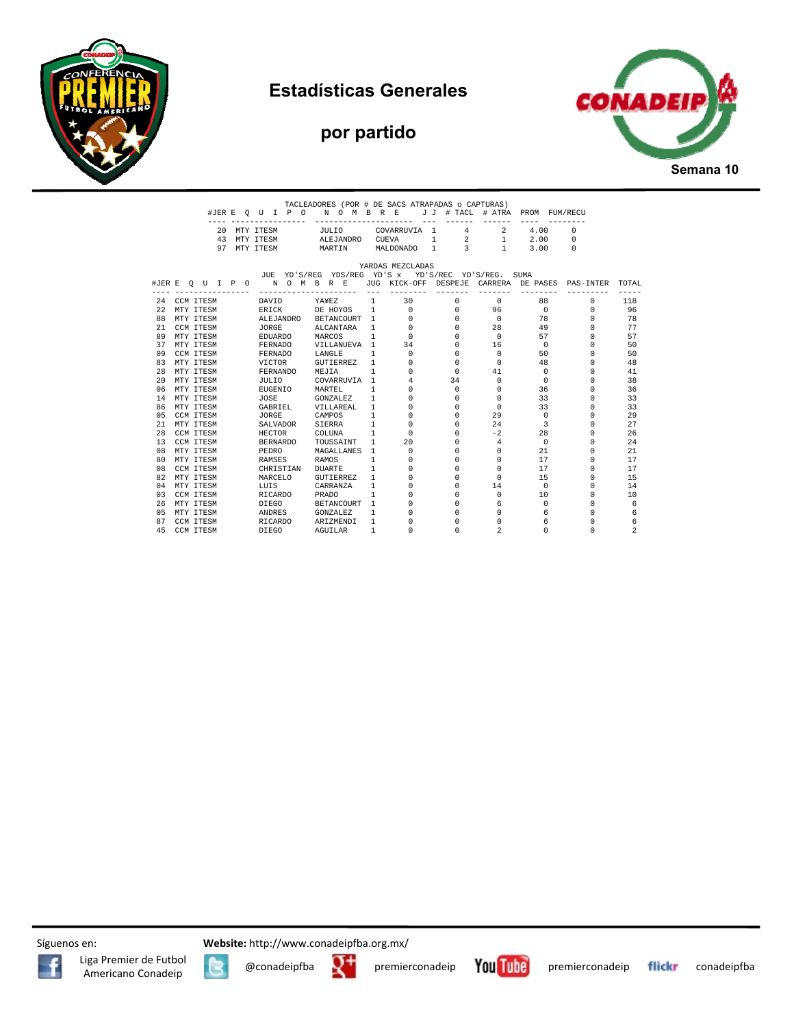# Estadísticas Generales

## por partido

Semana 10

TACLEADORES (POR # DE SACS ATRAPADAS o CAPTURAS)

| #JER | E Q U I P O | N O M B R E | | J J | # TACL | # ATRA | PROM | FUM/RECU |
|---|---|---|---|---|---|---|---|---|
| 20 | MTY ITESM | JULIO | COVARRUVIA | 1 | 4 | 2 | 4.00 | 0 |
| 43 | MTY ITESM | ALEJANDRO | CUEVA | 1 | 2 | 1 | 2.00 | 0 |
| 97 | MTY ITESM | MARTIN | MALDONADO | 1 | 3 | 1 | 3.00 | 0 |

YARDAS MEZCLADAS

| #JER | E Q U I P O | N O M B R E | | JUE JUG | YD'S/REG KICK-OFF | YDS/REG YD'S x DESPEJE | YD'S/REC CARRERA | YD'S/REG. SUMA DE PASES | PAS-INTER | TOTAL |
|---|---|---|---|---|---|---|---|---|---|---|
| 24 | CCM ITESM | DAVID | YA¥EZ | 1 | 30 | 0 | 0 | 88 | 0 | 118 |
| 22 | MTY ITESM | ERICK | DE HOYOS | 1 | 0 | 0 | 96 | 0 | 0 | 96 |
| 88 | MTY ITESM | ALEJANDRO | BETANCOURT | 1 | 0 | 0 | 0 | 78 | 0 | 78 |
| 21 | CCM ITESM | JORGE | ALCANTARA | 1 | 0 | 0 | 28 | 49 | 0 | 77 |
| 89 | MTY ITESM | EDUARDO | MARCOS | 1 | 0 | 0 | 0 | 57 | 0 | 57 |
| 37 | MTY ITESM | FERNANDO | VILLANUEVA | 1 | 34 | 0 | 16 | 0 | 0 | 50 |
| 09 | CCM ITESM | FERNADO | LANGLE | 1 | 0 | 0 | 0 | 50 | 0 | 50 |
| 83 | MTY ITESM | VICTOR | GUTIERREZ | 1 | 0 | 0 | 0 | 48 | 0 | 48 |
| 28 | MTY ITESM | FERNANDO | MEJIA | 1 | 0 | 0 | 41 | 0 | 0 | 41 |
| 20 | MTY ITESM | JULIO | COVARRUVIA | 1 | 4 | 34 | 0 | 0 | 0 | 38 |
| 06 | MTY ITESM | EUGENIO | MARTEL | 1 | 0 | 0 | 0 | 36 | 0 | 36 |
| 14 | MTY ITESM | JOSE | GONZALEZ | 1 | 0 | 0 | 0 | 33 | 0 | 33 |
| 86 | MTY ITESM | GABRIEL | VILLAREAL | 1 | 0 | 0 | 0 | 33 | 0 | 33 |
| 05 | CCM ITESM | JORGE | CAMPOS | 1 | 0 | 0 | 29 | 0 | 0 | 29 |
| 21 | MTY ITESM | SALVADOR | SIERRA | 1 | 0 | 0 | 24 | 3 | 0 | 27 |
| 28 | CCM ITESM | HECTOR | COLUNA | 1 | 0 | 0 | -2 | 28 | 0 | 26 |
| 13 | CCM ITESM | BERNARDO | TOUSSAINT | 1 | 20 | 0 | 4 | 0 | 0 | 24 |
| 08 | MTY ITESM | PEDRO | MAGALLANES | 1 | 0 | 0 | 0 | 21 | 0 | 21 |
| 80 | MTY ITESM | RAMSES | RAMOS | 1 | 0 | 0 | 0 | 17 | 0 | 17 |
| 08 | CCM ITESM | CHRISTIAN | DUARTE | 1 | 0 | 0 | 0 | 17 | 0 | 17 |
| 82 | MTY ITESM | MARCELO | GUTIERREZ | 1 | 0 | 0 | 0 | 15 | 0 | 15 |
| 04 | MTY ITESM | LUIS | CARRANZA | 1 | 0 | 0 | 14 | 0 | 0 | 14 |
| 03 | CCM ITESM | RICARDO | PRADO | 1 | 0 | 0 | 0 | 10 | 0 | 10 |
| 26 | MTY ITESM | DIEGO | BETANCOURT | 1 | 0 | 0 | 6 | 0 | 0 | 6 |
| 05 | MTY ITESM | ANDRES | GONZALEZ | 1 | 0 | 0 | 0 | 6 | 0 | 6 |
| 87 | CCM ITESM | RICARDO | ARIZMENDI | 1 | 0 | 0 | 0 | 6 | 0 | 6 |
| 45 | CCM ITESM | DIEGO | AGUILAR | 1 | 0 | 0 | 2 | 0 | 0 | 2 |

Síguenos en: Liga Premier de Futbol Americano Conadeip

**Website:** http://www.conadeipfba.org.mx/

@conadeipfba premierconadeip premierconadeip conadeipfba